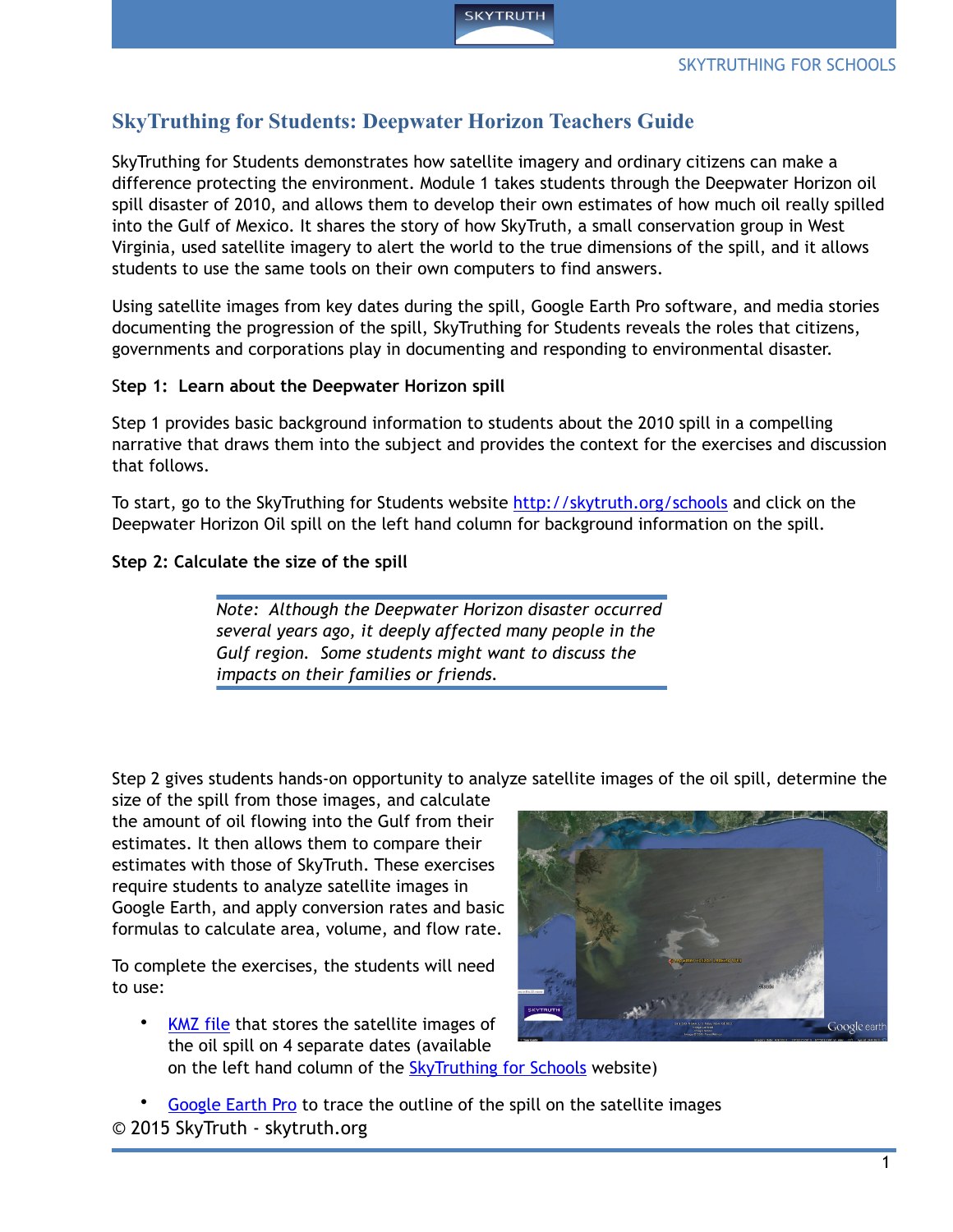## SkyTruthing for Students: Deepwater Horizon Teachers Guide

SkyTruthing for Students demonstrates how satellite imagery and ordinary citizens can make a difference protecting the environment. Module 1 takes students through the Deepwater Horizon oil spill disaster of 2010, and allows them to develop their own estimates of how much oil really spilled into the Gulf of Mexico. It shares the story of how SkyTruth, a small conservation group in West Virginia, used satellite imagery to alert the world to the true dimensions of the spill, and it allows students to use the same tools on their own computers to find answers.

Using satellite images from key dates during the spill, Google Earth Pro software, and media stories documenting the progression of the spill, SkyTruthing for Students reveals the roles that citizens, governments and corporations play in documenting and responding to environmental disaster.

**Step 1: Learn about the Deepwater Horizon spill**

Step 1 provides basic background information to students about the 2010 spill in a compelling narrative that draws them into the subject and provides the context for the exercises and discussion that follows.

To start, go to the SkyTruthing for Students website [http://skytruth.org/schools](http://skytruth.org/schools) and click on the Deepwater Horizon Oil spill on the left hand column for background information on the spill.

**Step 2: Calculate the size of the spill**

> *Note: Although the Deepwater Horizon disaster occurred several years ago, it deeply affected many people in the Gulf region. Some students might want to discuss the impacts on their families or friends.*

Step 2 gives students hands-on opportunity to analyze satellite images of the oil spill, determine the size of the spill from those images, and calculate the amount of oil flowing into the Gulf from their estimates. It then allows them to compare their estimates with those of SkyTruth. These exercises require students to analyze satellite images in Google Earth, and apply conversion rates and basic formulas to calculate area, volume, and flow rate.

To complete the exercises, the students will need to use:

- KMZ file that stores the satellite images of the oil spill on 4 separate dates (available on the left hand column of the SkyTruthing for Schools website)
- Google Earth Pro to trace the outline of the spill on the satellite images

© 2015 SkyTruth - skytruth.org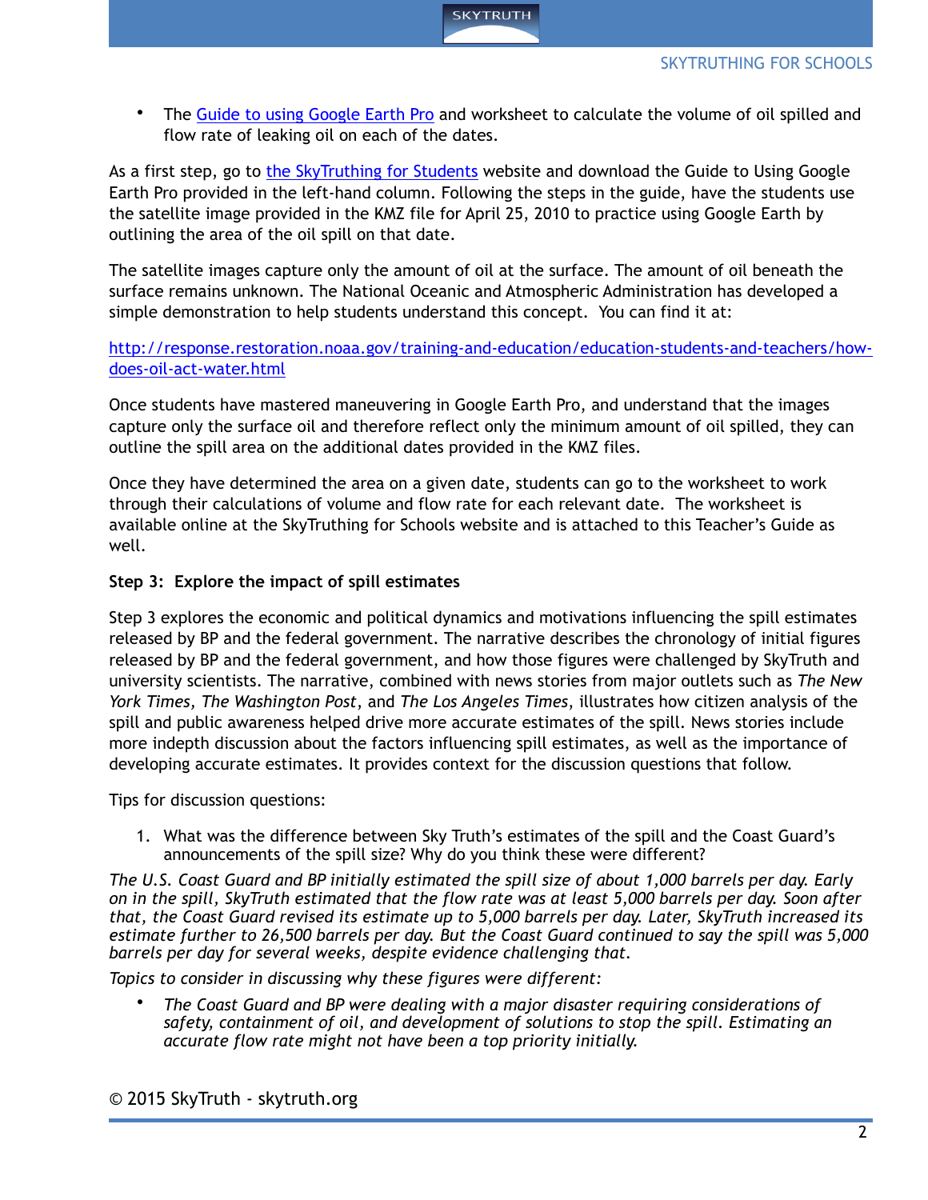- The [Guide to using Google Earth Pro](#) and worksheet to calculate the volume of oil spilled and flow rate of leaking oil on each of the dates.

As a first step, go to [the SkyTruthing for Students](#) website and download the Guide to Using Google Earth Pro provided in the left-hand column. Following the steps in the guide, have the students use the satellite image provided in the KMZ file for April 25, 2010 to practice using Google Earth by outlining the area of the oil spill on that date.

The satellite images capture only the amount of oil at the surface. The amount of oil beneath the surface remains unknown. The National Oceanic and Atmospheric Administration has developed a simple demonstration to help students understand this concept. You can find it at:

[http://response.restoration.noaa.gov/training-and-education/education-students-and-teachers/how-does-oil-act-water.html](http://response.restoration.noaa.gov/training-and-education/education-students-and-teachers/how-does-oil-act-water.html)

Once students have mastered maneuvering in Google Earth Pro, and understand that the images capture only the surface oil and therefore reflect only the minimum amount of oil spilled, they can outline the spill area on the additional dates provided in the KMZ files.

Once they have determined the area on a given date, students can go to the worksheet to work through their calculations of volume and flow rate for each relevant date. The worksheet is available online at the SkyTruthing for Schools website and is attached to this Teacher's Guide as well.

**Step 3: Explore the impact of spill estimates**

Step 3 explores the economic and political dynamics and motivations influencing the spill estimates released by BP and the federal government. The narrative describes the chronology of initial figures released by BP and the federal government, and how those figures were challenged by SkyTruth and university scientists. The narrative, combined with news stories from major outlets such as *The New York Times, The Washington Post*, and *The Los Angeles Times*, illustrates how citizen analysis of the spill and public awareness helped drive more accurate estimates of the spill. News stories include more indepth discussion about the factors influencing spill estimates, as well as the importance of developing accurate estimates. It provides context for the discussion questions that follow.

Tips for discussion questions:

1. What was the difference between Sky Truth's estimates of the spill and the Coast Guard's announcements of the spill size? Why do you think these were different?

*The U.S. Coast Guard and BP initially estimated the spill size of about 1,000 barrels per day. Early on in the spill, SkyTruth estimated that the flow rate was at least 5,000 barrels per day. Soon after that, the Coast Guard revised its estimate up to 5,000 barrels per day. Later, SkyTruth increased its estimate further to 26,500 barrels per day. But the Coast Guard continued to say the spill was 5,000 barrels per day for several weeks, despite evidence challenging that.*

*Topics to consider in discussing why these figures were different:*

- *The Coast Guard and BP were dealing with a major disaster requiring considerations of safety, containment of oil, and development of solutions to stop the spill. Estimating an accurate flow rate might not have been a top priority initially.*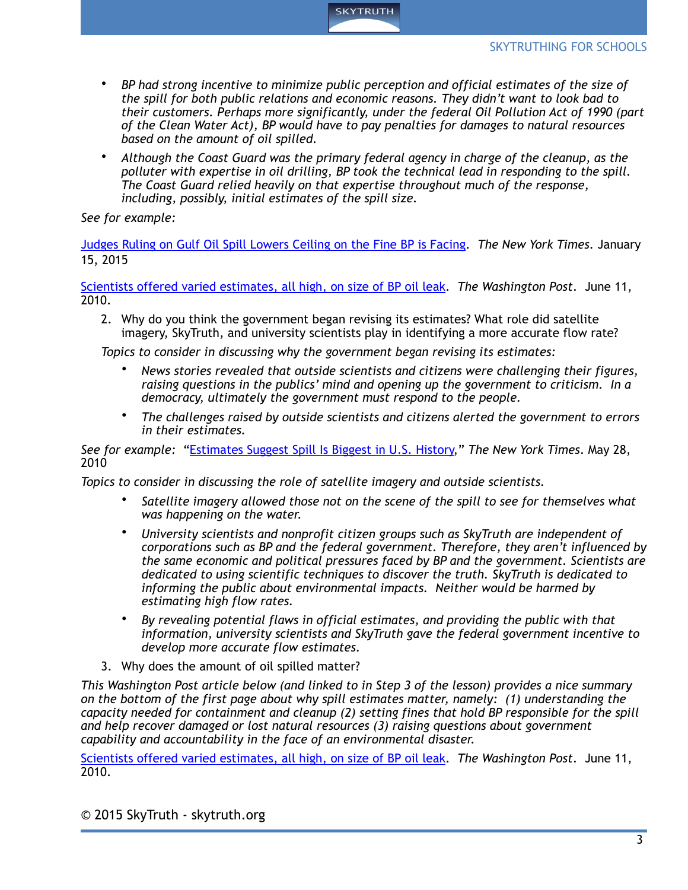- *BP had strong incentive to minimize public perception and official estimates of the size of the spill for both public relations and economic reasons. They didn't want to look bad to their customers. Perhaps more significantly, under the federal Oil Pollution Act of 1990 (part of the Clean Water Act), BP would have to pay penalties for damages to natural resources based on the amount of oil spilled.*
- *Although the Coast Guard was the primary federal agency in charge of the cleanup, as the polluter with expertise in oil drilling, BP took the technical lead in responding to the spill. The Coast Guard relied heavily on that expertise throughout much of the response, including, possibly, initial estimates of the spill size.*

*See for example:*

Judges Ruling on Gulf Oil Spill Lowers Ceiling on the Fine BP is Facing. *The New York Times*. January 15, 2015

Scientists offered varied estimates, all high, on size of BP oil leak. *The Washington Post*. June 11, 2010.

2. Why do you think the government began revising its estimates? What role did satellite imagery, SkyTruth, and university scientists play in identifying a more accurate flow rate?

*Topics to consider in discussing why the government began revising its estimates:*

- *News stories revealed that outside scientists and citizens were challenging their figures, raising questions in the publics' mind and opening up the government to criticism. In a democracy, ultimately the government must respond to the people.*
- *The challenges raised by outside scientists and citizens alerted the government to errors in their estimates.*

*See for example:* "Estimates Suggest Spill Is Biggest in U.S. History," *The New York Times*. May 28, 2010

*Topics to consider in discussing the role of satellite imagery and outside scientists.*

- *Satellite imagery allowed those not on the scene of the spill to see for themselves what was happening on the water.*
- *University scientists and nonprofit citizen groups such as SkyTruth are independent of corporations such as BP and the federal government. Therefore, they aren't influenced by the same economic and political pressures faced by BP and the government. Scientists are dedicated to using scientific techniques to discover the truth. SkyTruth is dedicated to informing the public about environmental impacts. Neither would be harmed by estimating high flow rates.*
- *By revealing potential flaws in official estimates, and providing the public with that information, university scientists and SkyTruth gave the federal government incentive to develop more accurate flow estimates.*

3. Why does the amount of oil spilled matter?

*This Washington Post article below (and linked to in Step 3 of the lesson) provides a nice summary on the bottom of the first page about why spill estimates matter, namely: (1) understanding the capacity needed for containment and cleanup (2) setting fines that hold BP responsible for the spill and help recover damaged or lost natural resources (3) raising questions about government capability and accountability in the face of an environmental disaster.*

Scientists offered varied estimates, all high, on size of BP oil leak. *The Washington Post*. June 11, 2010.

© 2015 SkyTruth - skytruth.org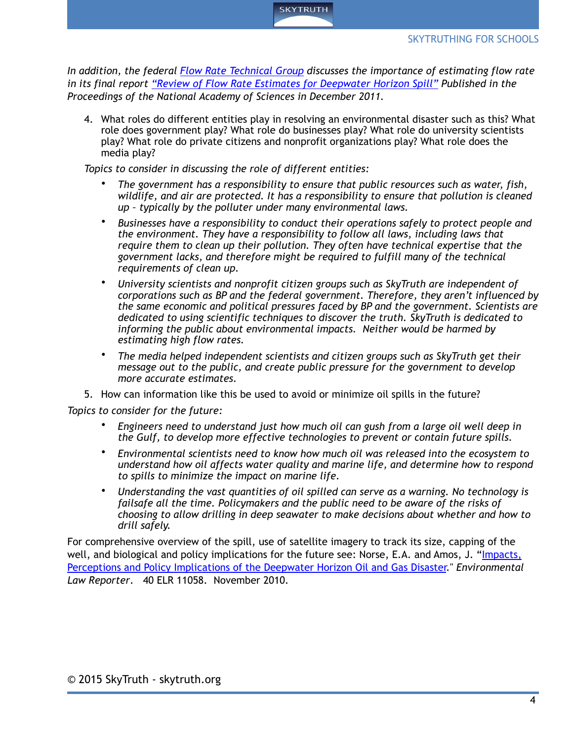*In addition, the federal Flow Rate Technical Group discusses the importance of estimating flow rate in its final report "Review of Flow Rate Estimates for Deepwater Horizon Spill" Published in the Proceedings of the National Academy of Sciences in December 2011.*

4. What roles do different entities play in resolving an environmental disaster such as this? What role does government play? What role do businesses play? What role do university scientists play? What role do private citizens and nonprofit organizations play? What role does the media play?

*Topics to consider in discussing the role of different entities:*

- *The government has a responsibility to ensure that public resources such as water, fish, wildlife, and air are protected. It has a responsibility to ensure that pollution is cleaned up – typically by the polluter under many environmental laws.*
- *Businesses have a responsibility to conduct their operations safely to protect people and the environment. They have a responsibility to follow all laws, including laws that require them to clean up their pollution. They often have technical expertise that the government lacks, and therefore might be required to fulfill many of the technical requirements of clean up.*
- *University scientists and nonprofit citizen groups such as SkyTruth are independent of corporations such as BP and the federal government. Therefore, they aren't influenced by the same economic and political pressures faced by BP and the government. Scientists are dedicated to using scientific techniques to discover the truth. SkyTruth is dedicated to informing the public about environmental impacts. Neither would be harmed by estimating high flow rates.*
- *The media helped independent scientists and citizen groups such as SkyTruth get their message out to the public, and create public pressure for the government to develop more accurate estimates.*

5. How can information like this be used to avoid or minimize oil spills in the future?

*Topics to consider for the future:*

- *Engineers need to understand just how much oil can gush from a large oil well deep in the Gulf, to develop more effective technologies to prevent or contain future spills.*
- *Environmental scientists need to know how much oil was released into the ecosystem to understand how oil affects water quality and marine life, and determine how to respond to spills to minimize the impact on marine life.*
- *Understanding the vast quantities of oil spilled can serve as a warning. No technology is failsafe all the time. Policymakers and the public need to be aware of the risks of choosing to allow drilling in deep seawater to make decisions about whether and how to drill safely.*

For comprehensive overview of the spill, use of satellite imagery to track its size, capping of the well, and biological and policy implications for the future see: Norse, E.A. and Amos, J. "Impacts, Perceptions and Policy Implications of the Deepwater Horizon Oil and Gas Disaster." *Environmental Law Reporter*. 40 ELR 11058. November 2010.

© 2015 SkyTruth - skytruth.org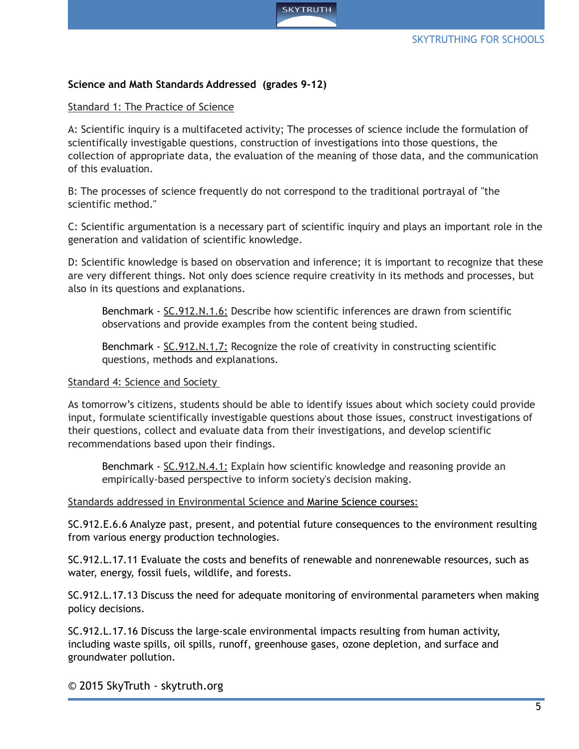**Science and Math Standards Addressed (grades 9-12)**

Standard 1: The Practice of Science

A: Scientific inquiry is a multifaceted activity; The processes of science include the formulation of scientifically investigable questions, construction of investigations into those questions, the collection of appropriate data, the evaluation of the meaning of those data, and the communication of this evaluation.

B: The processes of science frequently do not correspond to the traditional portrayal of "the scientific method."

C: Scientific argumentation is a necessary part of scientific inquiry and plays an important role in the generation and validation of scientific knowledge.

D: Scientific knowledge is based on observation and inference; it is important to recognize that these are very different things. Not only does science require creativity in its methods and processes, but also in its questions and explanations.

> Benchmark - SC.912.N.1.6: Describe how scientific inferences are drawn from scientific observations and provide examples from the content being studied.
>
> Benchmark - SC.912.N.1.7: Recognize the role of creativity in constructing scientific questions, methods and explanations.

Standard 4: Science and Society

As tomorrow's citizens, students should be able to identify issues about which society could provide input, formulate scientifically investigable questions about those issues, construct investigations of their questions, collect and evaluate data from their investigations, and develop scientific recommendations based upon their findings.

> Benchmark - SC.912.N.4.1: Explain how scientific knowledge and reasoning provide an empirically-based perspective to inform society's decision making.

Standards addressed in Environmental Science and Marine Science courses:

SC.912.E.6.6 Analyze past, present, and potential future consequences to the environment resulting from various energy production technologies.

SC.912.L.17.11 Evaluate the costs and benefits of renewable and nonrenewable resources, such as water, energy, fossil fuels, wildlife, and forests.

SC.912.L.17.13 Discuss the need for adequate monitoring of environmental parameters when making policy decisions.

SC.912.L.17.16 Discuss the large-scale environmental impacts resulting from human activity, including waste spills, oil spills, runoff, greenhouse gases, ozone depletion, and surface and groundwater pollution.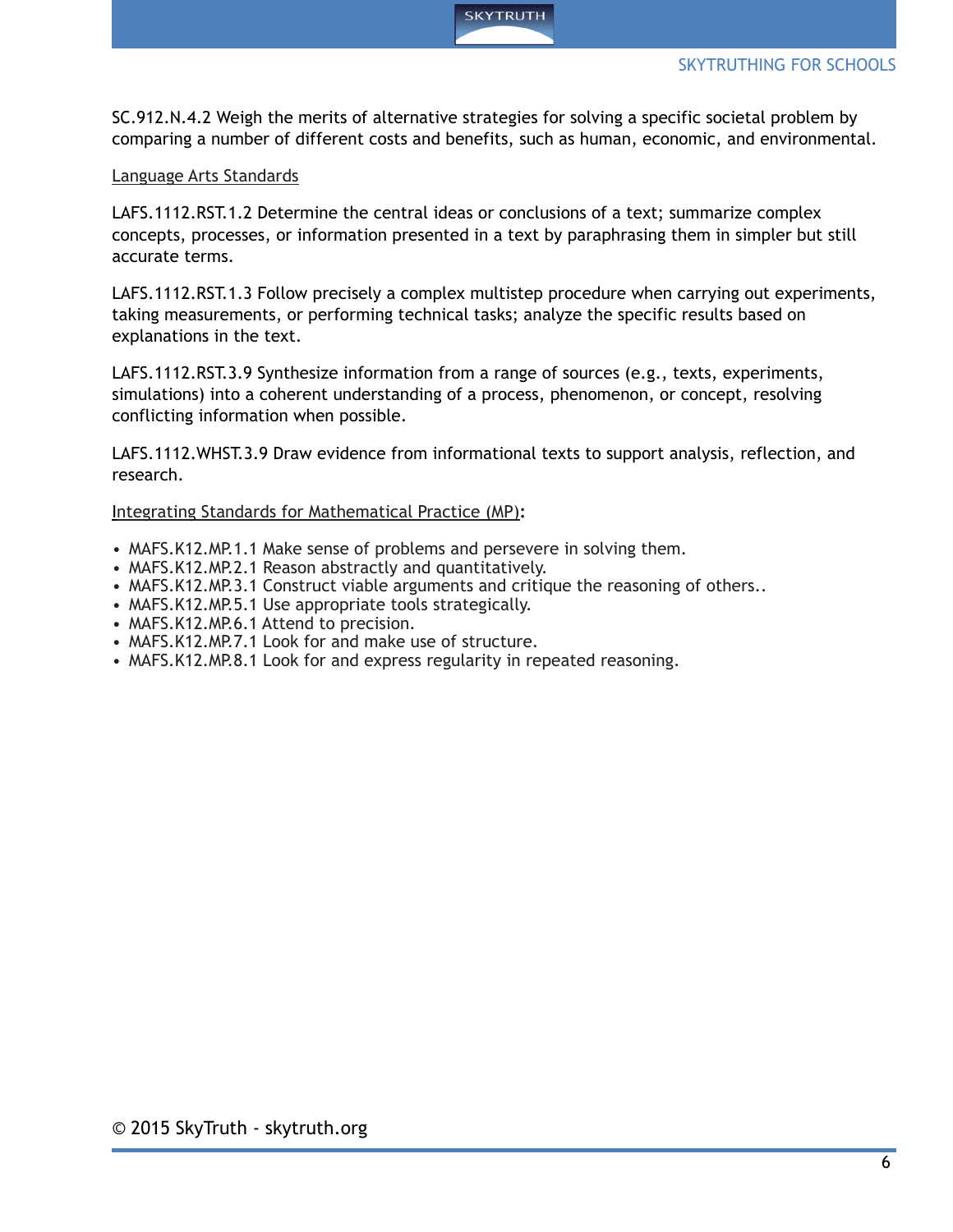SC.912.N.4.2 Weigh the merits of alternative strategies for solving a specific societal problem by comparing a number of different costs and benefits, such as human, economic, and environmental.

Language Arts Standards

LAFS.1112.RST.1.2 Determine the central ideas or conclusions of a text; summarize complex concepts, processes, or information presented in a text by paraphrasing them in simpler but still accurate terms.

LAFS.1112.RST.1.3 Follow precisely a complex multistep procedure when carrying out experiments, taking measurements, or performing technical tasks; analyze the specific results based on explanations in the text.

LAFS.1112.RST.3.9 Synthesize information from a range of sources (e.g., texts, experiments, simulations) into a coherent understanding of a process, phenomenon, or concept, resolving conflicting information when possible.

LAFS.1112.WHST.3.9 Draw evidence from informational texts to support analysis, reflection, and research.

Integrating Standards for Mathematical Practice (MP):

- MAFS.K12.MP.1.1 Make sense of problems and persevere in solving them.
- MAFS.K12.MP.2.1 Reason abstractly and quantitatively.
- MAFS.K12.MP.3.1 Construct viable arguments and critique the reasoning of others..
- MAFS.K12.MP.5.1 Use appropriate tools strategically.
- MAFS.K12.MP.6.1 Attend to precision.
- MAFS.K12.MP.7.1 Look for and make use of structure.
- MAFS.K12.MP.8.1 Look for and express regularity in repeated reasoning.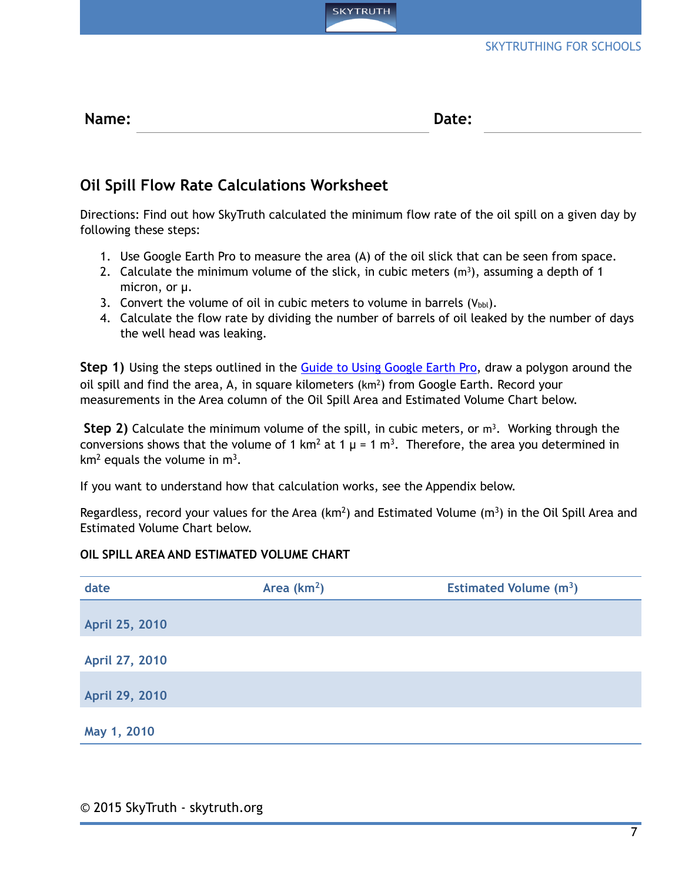Name: \_\_\_\_\_\_\_\_\_\_\_\_\_\_\_\_\_\_\_\_ Date: \_\_\_\_\_\_\_\_\_\_

## Oil Spill Flow Rate Calculations Worksheet

Directions: Find out how SkyTruth calculated the minimum flow rate of the oil spill on a given day by following these steps:

1. Use Google Earth Pro to measure the area (A) of the oil slick that can be seen from space.
2. Calculate the minimum volume of the slick, in cubic meters ($m^3$), assuming a depth of 1 micron, or μ.
3. Convert the volume of oil in cubic meters to volume in barrels ($V_{bbl}$).
4. Calculate the flow rate by dividing the number of barrels of oil leaked by the number of days the well head was leaking.

**Step 1)** Using the steps outlined in the Guide to Using Google Earth Pro, draw a polygon around the oil spill and find the area, A, in square kilometers ($km^2$) from Google Earth. Record your measurements in the Area column of the Oil Spill Area and Estimated Volume Chart below.

**Step 2)** Calculate the minimum volume of the spill, in cubic meters, or $m^3$. Working through the conversions shows that the volume of 1 $km^2$ at 1 μ = 1 $m^3$. Therefore, the area you determined in $km^2$ equals the volume in $m^3$.

If you want to understand how that calculation works, see the Appendix below.

Regardless, record your values for the Area ($km^2$) and Estimated Volume ($m^3$) in the Oil Spill Area and Estimated Volume Chart below.

**OIL SPILL AREA AND ESTIMATED VOLUME CHART**

| date | Area ($km^2$) | Estimated Volume ($m^3$) |
|---|---|---|
| April 25, 2010 | | |
| April 27, 2010 | | |
| April 29, 2010 | | |
| May 1, 2010 | | |

© 2015 SkyTruth - skytruth.org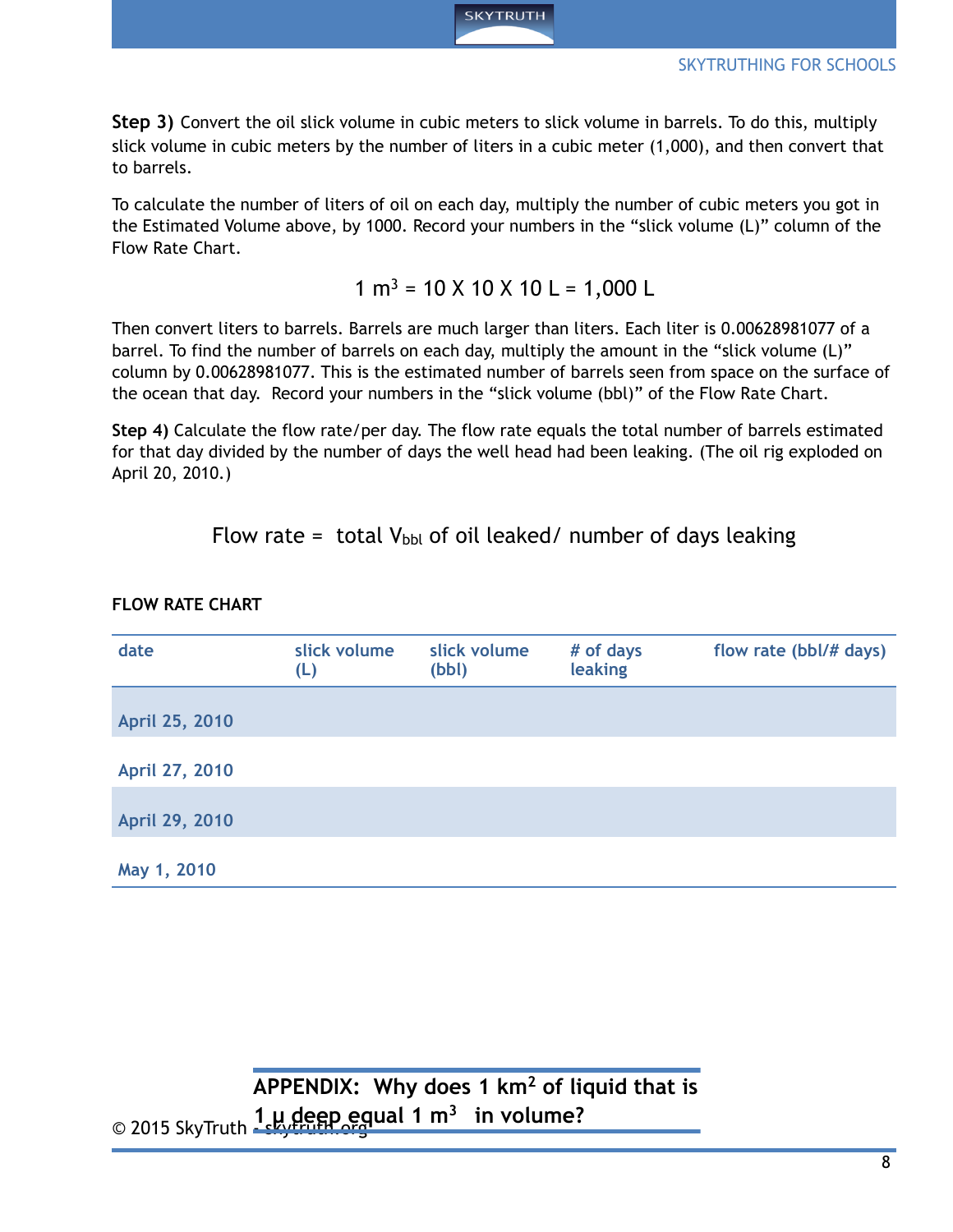**Step 3)** Convert the oil slick volume in cubic meters to slick volume in barrels. To do this, multiply slick volume in cubic meters by the number of liters in a cubic meter (1,000), and then convert that to barrels.

To calculate the number of liters of oil on each day, multiply the number of cubic meters you got in the Estimated Volume above, by 1000. Record your numbers in the "slick volume (L)" column of the Flow Rate Chart.

$$1 \text{ m}^3 = 10 \text{ X } 10 \text{ X } 10 \text{ L} = 1{,}000 \text{ L}$$

Then convert liters to barrels. Barrels are much larger than liters. Each liter is 0.00628981077 of a barrel. To find the number of barrels on each day, multiply the amount in the "slick volume (L)" column by 0.00628981077. This is the estimated number of barrels seen from space on the surface of the ocean that day. Record your numbers in the "slick volume (bbl)" of the Flow Rate Chart.

**Step 4)** Calculate the flow rate/per day. The flow rate equals the total number of barrels estimated for that day divided by the number of days the well head had been leaking. (The oil rig exploded on April 20, 2010.)

$$\text{Flow rate} = \text{ total } V_{bbl} \text{ of oil leaked/ number of days leaking}$$

**FLOW RATE CHART**

| date | slick volume (L) | slick volume (bbl) | # of days leaking | flow rate (bbl/# days) |
|---|---|---|---|---|
| April 25, 2010 | | | | |
| April 27, 2010 | | | | |
| April 29, 2010 | | | | |
| May 1, 2010 | | | | |

## APPENDIX: Why does 1 km$^2$ of liquid that is 1 µ deep equal 1 m$^3$ in volume?

© 2015 SkyTruth - skytruth.org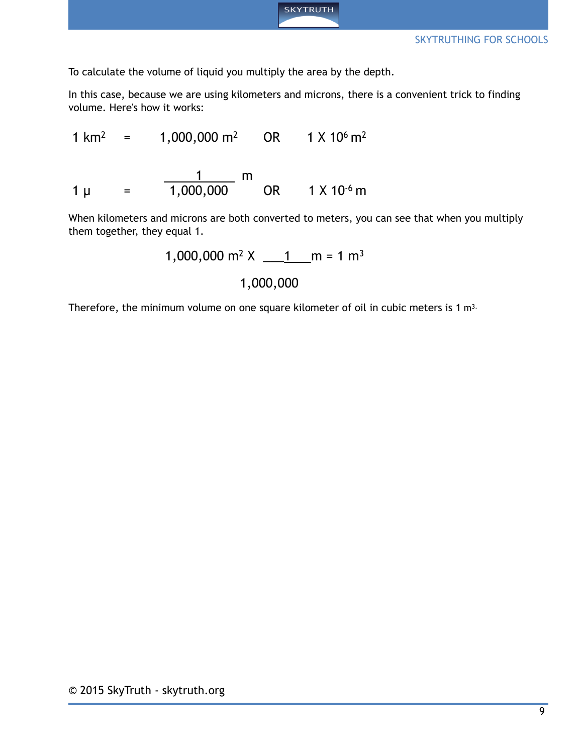To calculate the volume of liquid you multiply the area by the depth.

In this case, because we are using kilometers and microns, there is a convenient trick to finding volume. Here's how it works:

$$1 \text{ km}^2 \quad = \quad 1{,}000{,}000 \text{ m}^2 \quad \text{OR} \quad 1 \times 10^6 \text{ m}^2$$

$$1 \ \mu \quad = \quad \frac{1}{1{,}000{,}000} \text{ m} \quad \text{OR} \quad 1 \times 10^{-6} \text{ m}$$

When kilometers and microns are both converted to meters, you can see that when you multiply them together, they equal 1.

$$1{,}000{,}000 \text{ m}^2 \times \frac{1}{1{,}000{,}000} \text{ m} = 1 \text{ m}^3$$

Therefore, the minimum volume on one square kilometer of oil in cubic meters is 1 $m^3$.